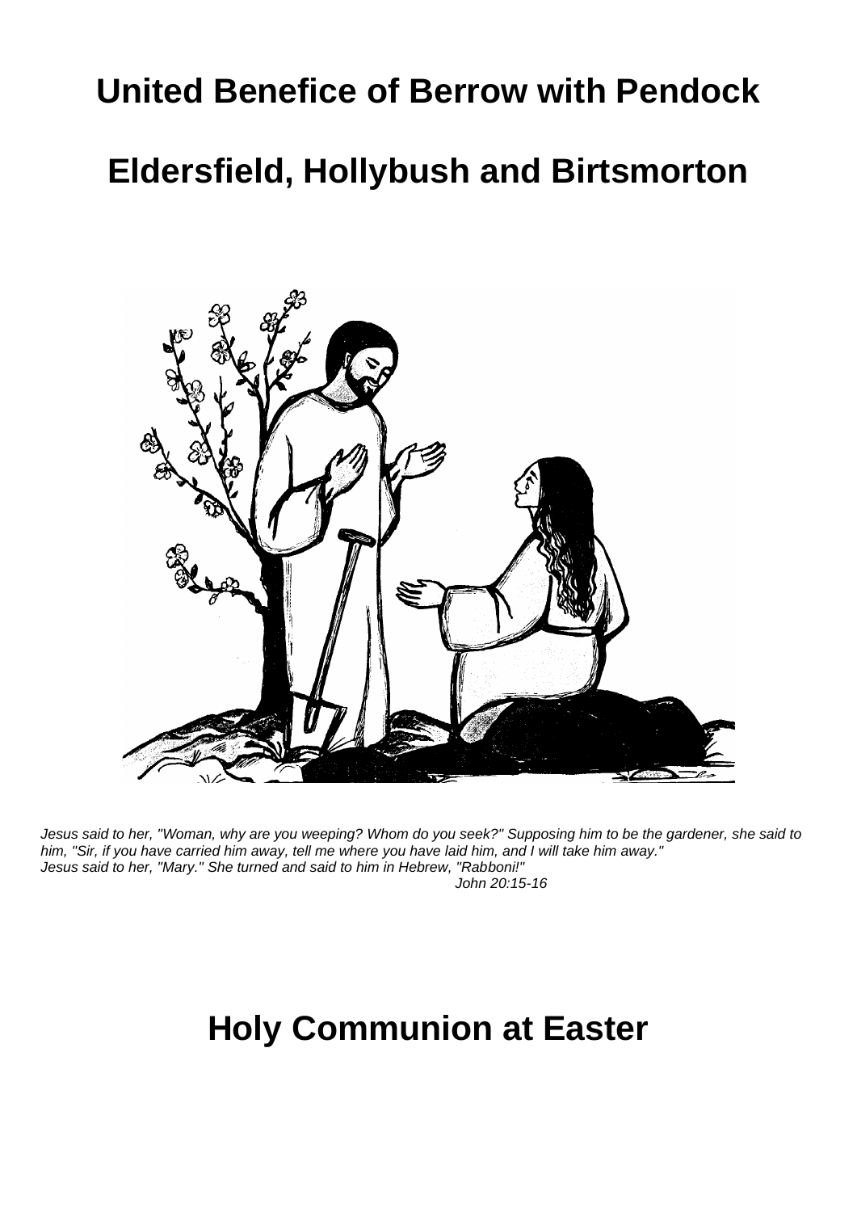# United Benefice of Berrow with Pendock

# Eldersfield, Hollybush and Birtsmorton

*Jesus said to her, "Woman, why are you weeping? Whom do you seek?" Supposing him to be the gardener, she said to him, "Sir, if you have carried him away, tell me where you have laid him, and I will take him away."*
*Jesus said to her, "Mary." She turned and said to him in Hebrew, "Rabboni!"*
*John 20:15-16*

# Holy Communion at Easter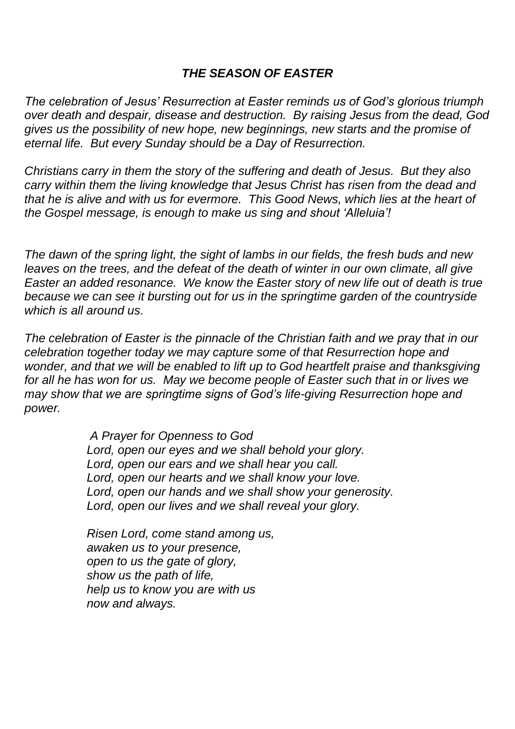## *THE SEASON OF EASTER*

*The celebration of Jesus' Resurrection at Easter reminds us of God's glorious triumph over death and despair, disease and destruction. By raising Jesus from the dead, God gives us the possibility of new hope, new beginnings, new starts and the promise of eternal life. But every Sunday should be a Day of Resurrection.*

*Christians carry in them the story of the suffering and death of Jesus. But they also carry within them the living knowledge that Jesus Christ has risen from the dead and that he is alive and with us for evermore. This Good News, which lies at the heart of the Gospel message, is enough to make us sing and shout 'Alleluia'!*

*The dawn of the spring light, the sight of lambs in our fields, the fresh buds and new leaves on the trees, and the defeat of the death of winter in our own climate, all give Easter an added resonance. We know the Easter story of new life out of death is true because we can see it bursting out for us in the springtime garden of the countryside which is all around us.*

*The celebration of Easter is the pinnacle of the Christian faith and we pray that in our celebration together today we may capture some of that Resurrection hope and wonder, and that we will be enabled to lift up to God heartfelt praise and thanksgiving for all he has won for us. May we become people of Easter such that in or lives we may show that we are springtime signs of God's life-giving Resurrection hope and power.*

*A Prayer for Openness to God*
*Lord, open our eyes and we shall behold your glory.*
*Lord, open our ears and we shall hear you call.*
*Lord, open our hearts and we shall know your love.*
*Lord, open our hands and we shall show your generosity.*
*Lord, open our lives and we shall reveal your glory.*

*Risen Lord, come stand among us,*
*awaken us to your presence,*
*open to us the gate of glory,*
*show us the path of life,*
*help us to know you are with us*
*now and always.*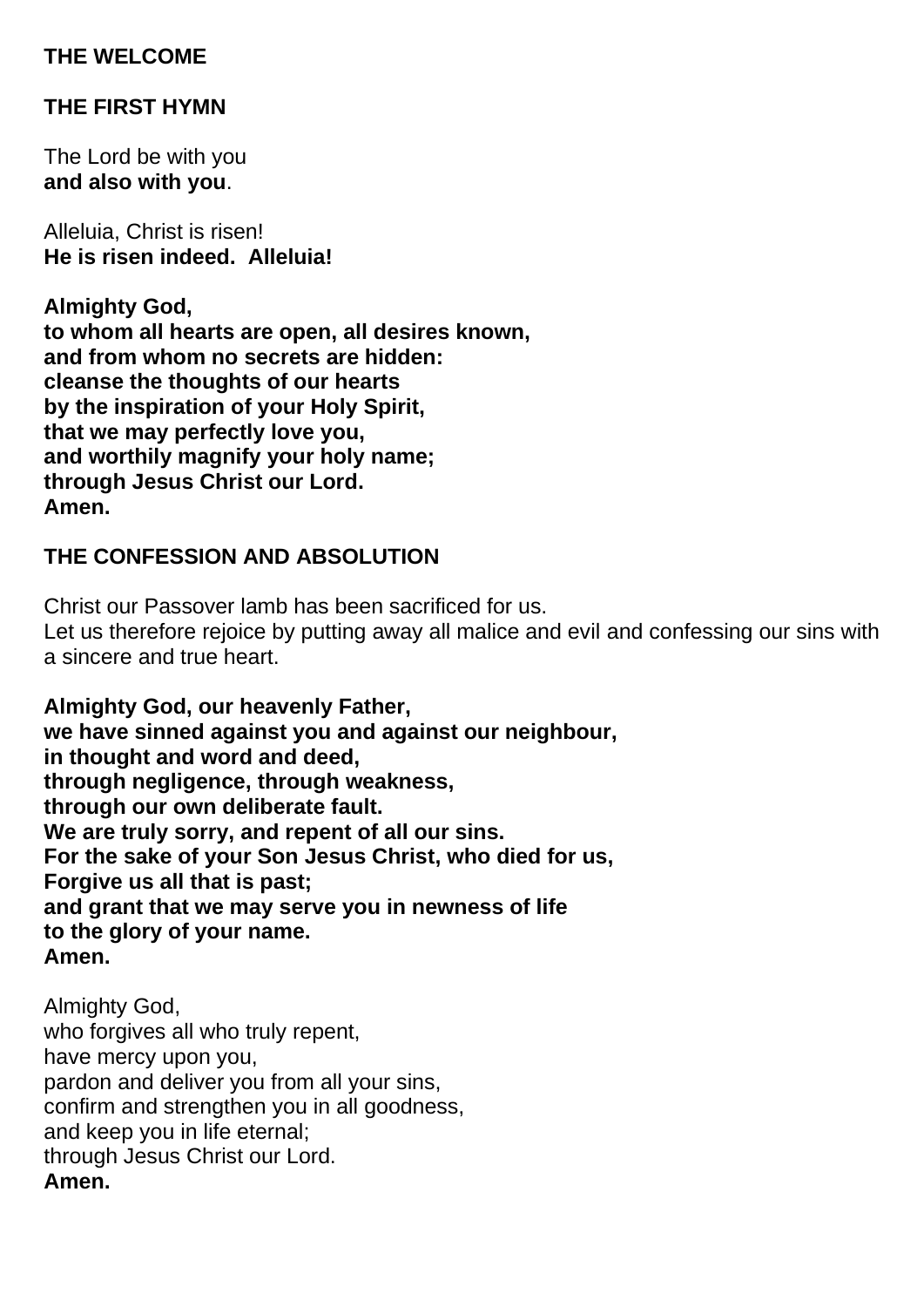**THE WELCOME**

**THE FIRST HYMN**

The Lord be with you
**and also with you**.

Alleluia, Christ is risen!
**He is risen indeed. Alleluia!**

**Almighty God,
to whom all hearts are open, all desires known,
and from whom no secrets are hidden:
cleanse the thoughts of our hearts
by the inspiration of your Holy Spirit,
that we may perfectly love you,
and worthily magnify your holy name;
through Jesus Christ our Lord.
Amen.**

**THE CONFESSION AND ABSOLUTION**

Christ our Passover lamb has been sacrificed for us.
Let us therefore rejoice by putting away all malice and evil and confessing our sins with a sincere and true heart.

**Almighty God, our heavenly Father,
we have sinned against you and against our neighbour,
in thought and word and deed,
through negligence, through weakness,
through our own deliberate fault.
We are truly sorry, and repent of all our sins.
For the sake of your Son Jesus Christ, who died for us,
Forgive us all that is past;
and grant that we may serve you in newness of life
to the glory of your name.
Amen.**

Almighty God,
who forgives all who truly repent,
have mercy upon you,
pardon and deliver you from all your sins,
confirm and strengthen you in all goodness,
and keep you in life eternal;
through Jesus Christ our Lord.
**Amen.**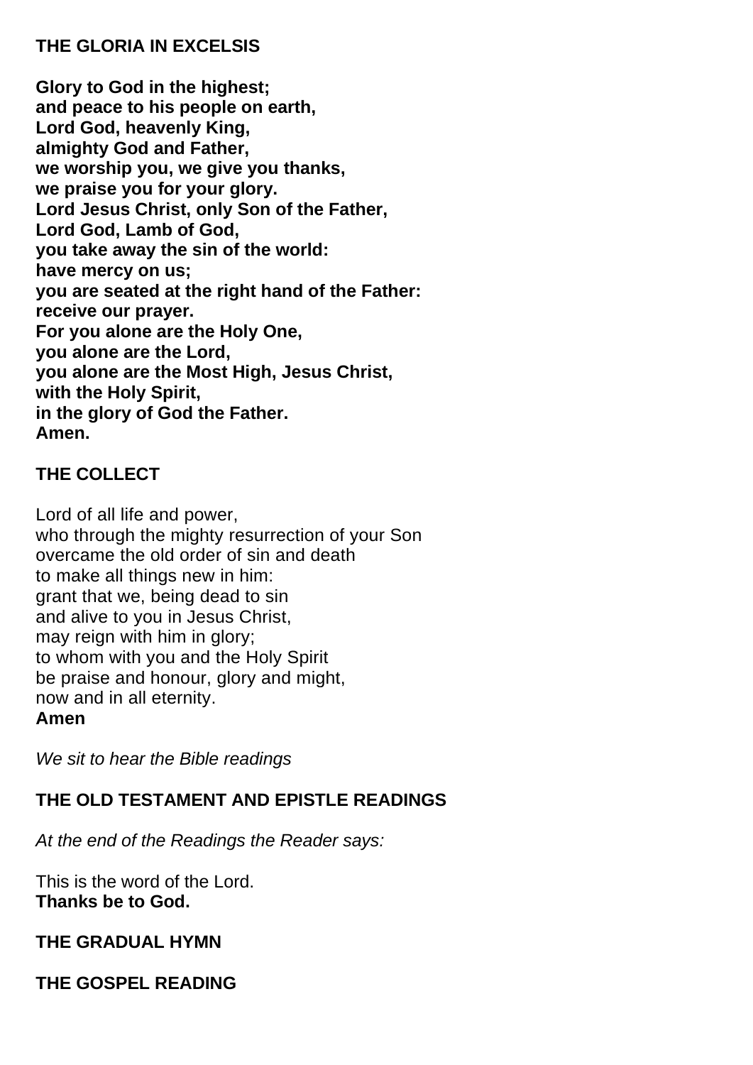## THE GLORIA IN EXCELSIS

**Glory to God in the highest;**
**and peace to his people on earth,**
**Lord God, heavenly King,**
**almighty God and Father,**
**we worship you, we give you thanks,**
**we praise you for your glory.**
**Lord Jesus Christ, only Son of the Father,**
**Lord God, Lamb of God,**
**you take away the sin of the world:**
**have mercy on us;**
**you are seated at the right hand of the Father:**
**receive our prayer.**
**For you alone are the Holy One,**
**you alone are the Lord,**
**you alone are the Most High, Jesus Christ,**
**with the Holy Spirit,**
**in the glory of God the Father.**
**Amen.**

## THE COLLECT

Lord of all life and power,
who through the mighty resurrection of your Son
overcame the old order of sin and death
to make all things new in him:
grant that we, being dead to sin
and alive to you in Jesus Christ,
may reign with him in glory;
to whom with you and the Holy Spirit
be praise and honour, glory and might,
now and in all eternity.
**Amen**

*We sit to hear the Bible readings*

## THE OLD TESTAMENT AND EPISTLE READINGS

*At the end of the Readings the Reader says:*

This is the word of the Lord.
**Thanks be to God.**

## THE GRADUAL HYMN

## THE GOSPEL READING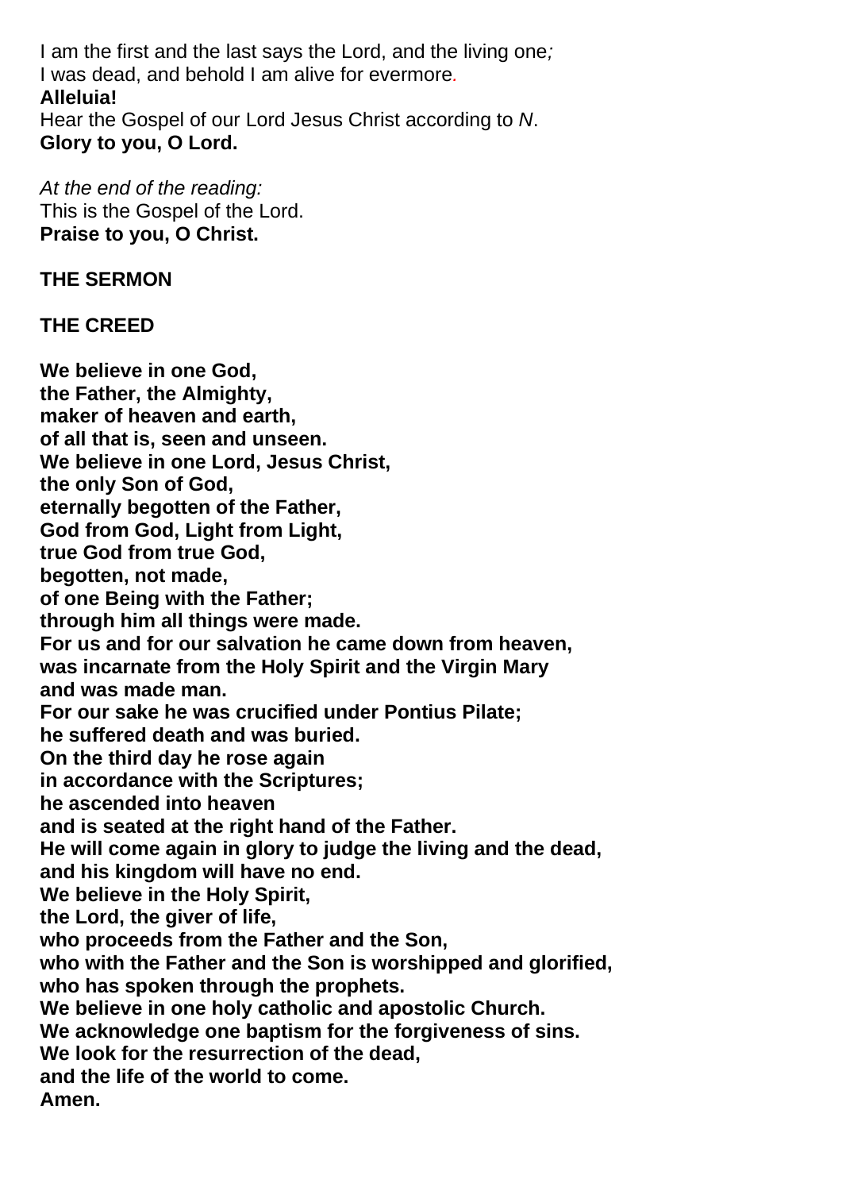I am the first and the last says the Lord, and the living one;
I was dead, and behold I am alive for evermore.
**Alleluia!**
Hear the Gospel of our Lord Jesus Christ according to *N*.
**Glory to you, O Lord.**

*At the end of the reading:*
This is the Gospel of the Lord.
**Praise to you, O Christ.**

**THE SERMON**

**THE CREED**

**We believe in one God,**
**the Father, the Almighty,**
**maker of heaven and earth,**
**of all that is, seen and unseen.**
**We believe in one Lord, Jesus Christ,**
**the only Son of God,**
**eternally begotten of the Father,**
**God from God, Light from Light,**
**true God from true God,**
**begotten, not made,**
**of one Being with the Father;**
**through him all things were made.**
**For us and for our salvation he came down from heaven,**
**was incarnate from the Holy Spirit and the Virgin Mary**
**and was made man.**
**For our sake he was crucified under Pontius Pilate;**
**he suffered death and was buried.**
**On the third day he rose again**
**in accordance with the Scriptures;**
**he ascended into heaven**
**and is seated at the right hand of the Father.**
**He will come again in glory to judge the living and the dead,**
**and his kingdom will have no end.**
**We believe in the Holy Spirit,**
**the Lord, the giver of life,**
**who proceeds from the Father and the Son,**
**who with the Father and the Son is worshipped and glorified,**
**who has spoken through the prophets.**
**We believe in one holy catholic and apostolic Church.**
**We acknowledge one baptism for the forgiveness of sins.**
**We look for the resurrection of the dead,**
**and the life of the world to come.**
**Amen.**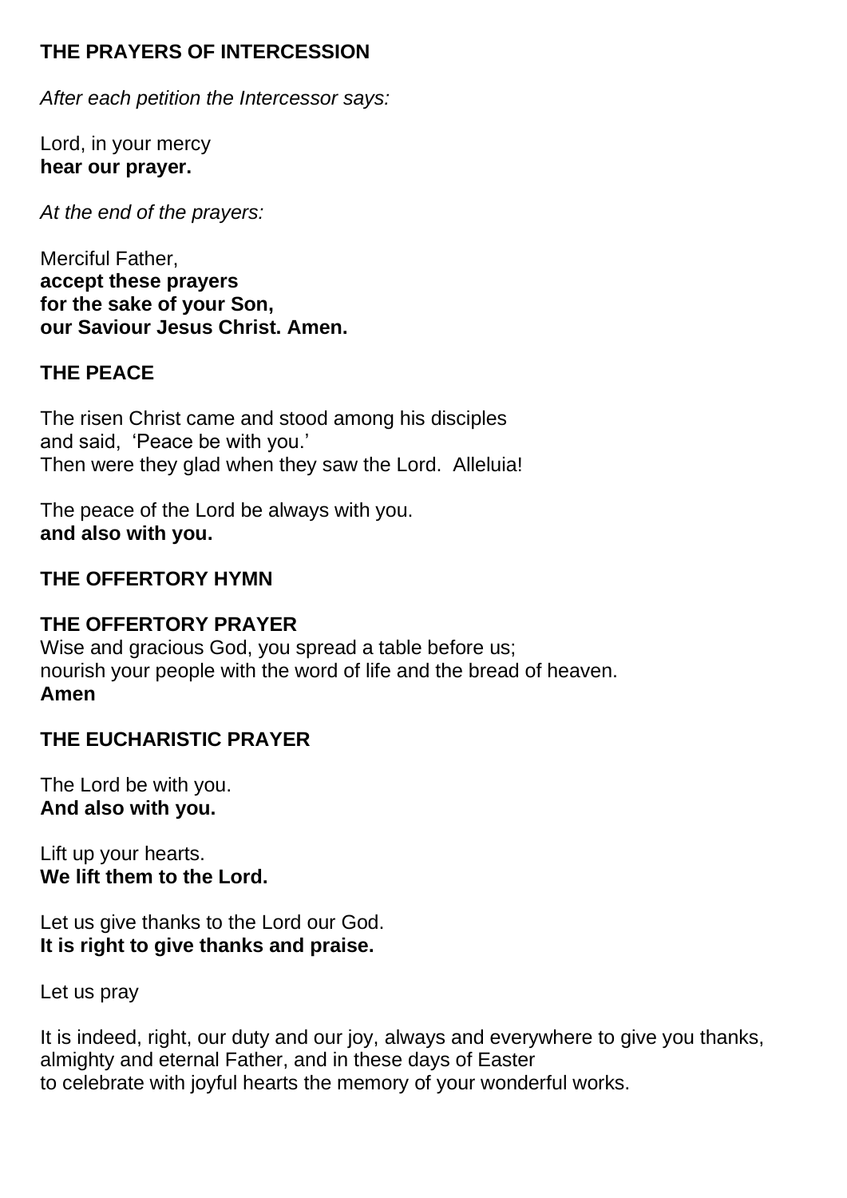## THE PRAYERS OF INTERCESSION

*After each petition the Intercessor says:*

Lord, in your mercy
**hear our prayer.**

*At the end of the prayers:*

Merciful Father,
**accept these prayers**
**for the sake of your Son,**
**our Saviour Jesus Christ. Amen.**

## THE PEACE

The risen Christ came and stood among his disciples
and said, 'Peace be with you.'
Then were they glad when they saw the Lord. Alleluia!

The peace of the Lord be always with you.
**and also with you.**

## THE OFFERTORY HYMN

## THE OFFERTORY PRAYER

Wise and gracious God, you spread a table before us;
nourish your people with the word of life and the bread of heaven.
**Amen**

## THE EUCHARISTIC PRAYER

The Lord be with you.
**And also with you.**

Lift up your hearts.
**We lift them to the Lord.**

Let us give thanks to the Lord our God.
**It is right to give thanks and praise.**

Let us pray

It is indeed, right, our duty and our joy, always and everywhere to give you thanks,
almighty and eternal Father, and in these days of Easter
to celebrate with joyful hearts the memory of your wonderful works.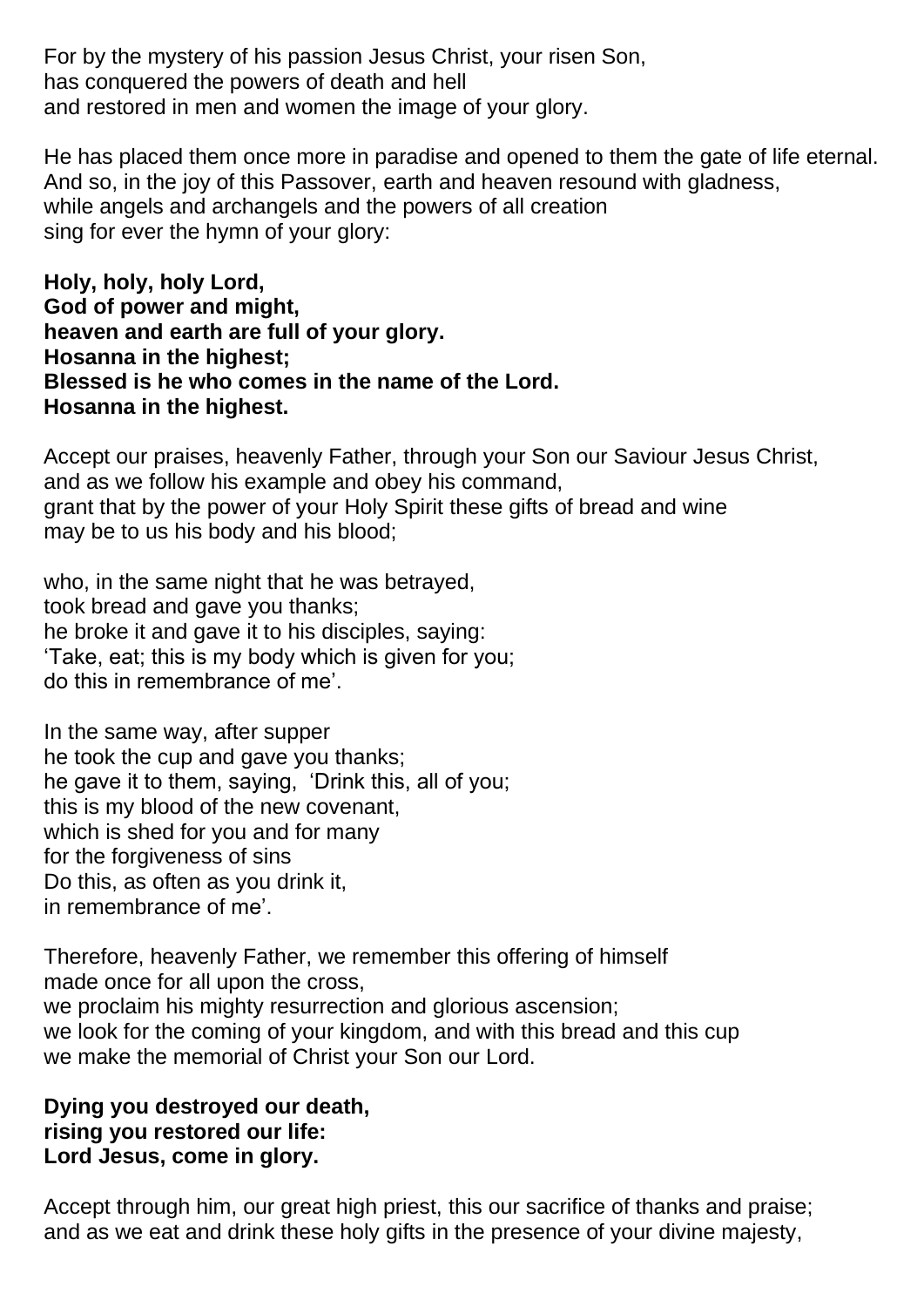For by the mystery of his passion Jesus Christ, your risen Son,
has conquered the powers of death and hell
and restored in men and women the image of your glory.

He has placed them once more in paradise and opened to them the gate of life eternal.
And so, in the joy of this Passover, earth and heaven resound with gladness,
while angels and archangels and the powers of all creation
sing for ever the hymn of your glory:

**Holy, holy, holy Lord,**
**God of power and might,**
**heaven and earth are full of your glory.**
**Hosanna in the highest;**
**Blessed is he who comes in the name of the Lord.**
**Hosanna in the highest.**

Accept our praises, heavenly Father, through your Son our Saviour Jesus Christ,
and as we follow his example and obey his command,
grant that by the power of your Holy Spirit these gifts of bread and wine
may be to us his body and his blood;

who, in the same night that he was betrayed,
took bread and gave you thanks;
he broke it and gave it to his disciples, saying:
'Take, eat; this is my body which is given for you;
do this in remembrance of me'.

In the same way, after supper
he took the cup and gave you thanks;
he gave it to them, saying, 'Drink this, all of you;
this is my blood of the new covenant,
which is shed for you and for many
for the forgiveness of sins
Do this, as often as you drink it,
in remembrance of me'.

Therefore, heavenly Father, we remember this offering of himself
made once for all upon the cross,
we proclaim his mighty resurrection and glorious ascension;
we look for the coming of your kingdom, and with this bread and this cup
we make the memorial of Christ your Son our Lord.

**Dying you destroyed our death,**
**rising you restored our life:**
**Lord Jesus, come in glory.**

Accept through him, our great high priest, this our sacrifice of thanks and praise;
and as we eat and drink these holy gifts in the presence of your divine majesty,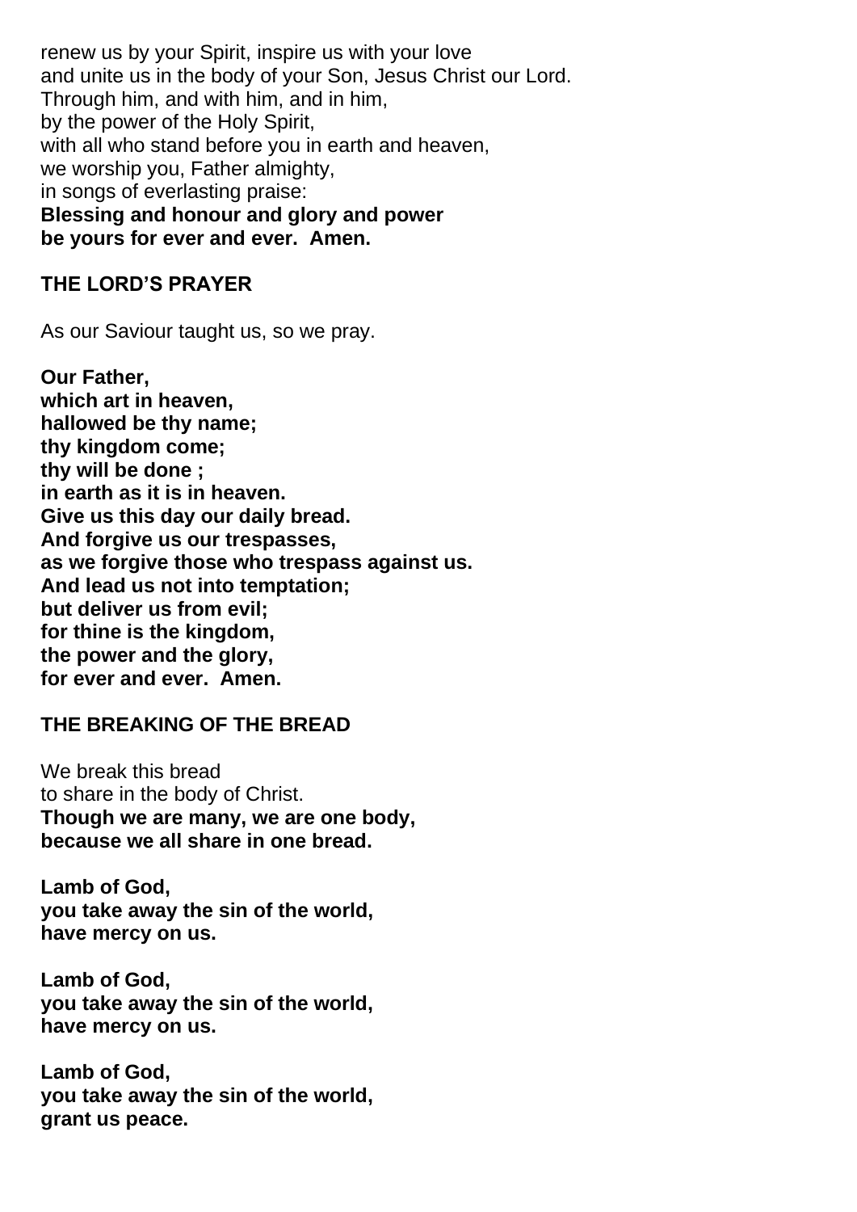renew us by your Spirit, inspire us with your love
and unite us in the body of your Son, Jesus Christ our Lord.
Through him, and with him, and in him,
by the power of the Holy Spirit,
with all who stand before you in earth and heaven,
we worship you, Father almighty,
in songs of everlasting praise:
**Blessing and honour and glory and power**
**be yours for ever and ever. Amen.**

## THE LORD'S PRAYER

As our Saviour taught us, so we pray.

**Our Father,**
**which art in heaven,**
**hallowed be thy name;**
**thy kingdom come;**
**thy will be done ;**
**in earth as it is in heaven.**
**Give us this day our daily bread.**
**And forgive us our trespasses,**
**as we forgive those who trespass against us.**
**And lead us not into temptation;**
**but deliver us from evil;**
**for thine is the kingdom,**
**the power and the glory,**
**for ever and ever. Amen.**

## THE BREAKING OF THE BREAD

We break this bread
to share in the body of Christ.
**Though we are many, we are one body,**
**because we all share in one bread.**

**Lamb of God,**
**you take away the sin of the world,**
**have mercy on us.**

**Lamb of God,**
**you take away the sin of the world,**
**have mercy on us.**

**Lamb of God,**
**you take away the sin of the world,**
**grant us peace.**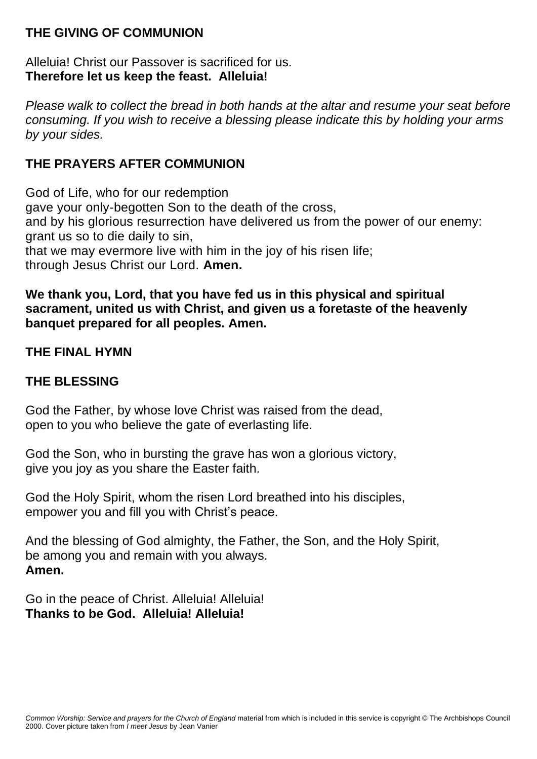## THE GIVING OF COMMUNION

Alleluia! Christ our Passover is sacrificed for us.
**Therefore let us keep the feast. Alleluia!**

*Please walk to collect the bread in both hands at the altar and resume your seat before consuming. If you wish to receive a blessing please indicate this by holding your arms by your sides.*

## THE PRAYERS AFTER COMMUNION

God of Life, who for our redemption
gave your only-begotten Son to the death of the cross,
and by his glorious resurrection have delivered us from the power of our enemy:
grant us so to die daily to sin,
that we may evermore live with him in the joy of his risen life;
through Jesus Christ our Lord. **Amen.**

**We thank you, Lord, that you have fed us in this physical and spiritual sacrament, united us with Christ, and given us a foretaste of the heavenly banquet prepared for all peoples. Amen.**

## THE FINAL HYMN

## THE BLESSING

God the Father, by whose love Christ was raised from the dead,
open to you who believe the gate of everlasting life.

God the Son, who in bursting the grave has won a glorious victory,
give you joy as you share the Easter faith.

God the Holy Spirit, whom the risen Lord breathed into his disciples,
empower you and fill you with Christ's peace.

And the blessing of God almighty, the Father, the Son, and the Holy Spirit,
be among you and remain with you always.
**Amen.**

Go in the peace of Christ. Alleluia! Alleluia!
**Thanks to be God. Alleluia! Alleluia!**

*Common Worship: Service and prayers for the Church of England* material from which is included in this service is copyright © The Archbishops Council 2000. Cover picture taken from *I meet Jesus* by Jean Vanier